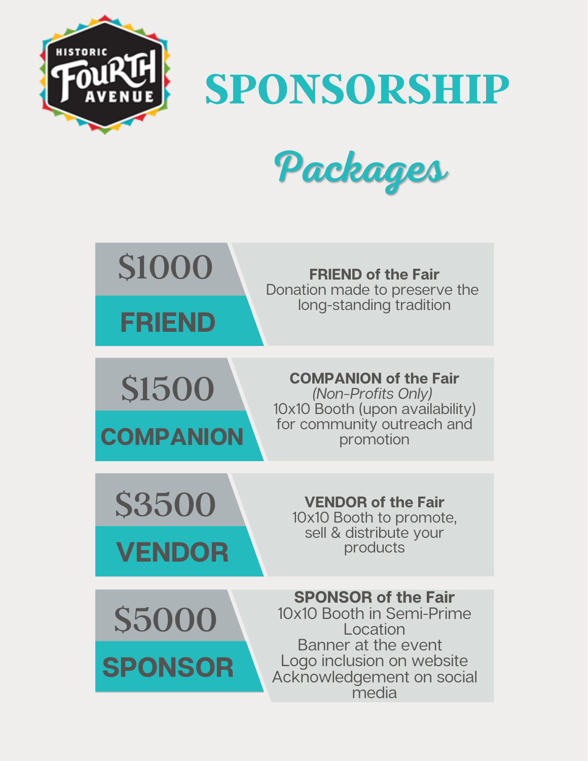HISTORIC FOURTH AVENUE

# SPONSORSHIP

## Packages

### $1000 FRIEND

**FRIEND of the Fair**
Donation made to preserve the long-standing tradition

### $1500 COMPANION

**COMPANION of the Fair**
*(Non-Profits Only)*
10x10 Booth (upon availability) for community outreach and promotion

### $3500 VENDOR

**VENDOR of the Fair**
10x10 Booth to promote, sell & distribute your products

### $5000 SPONSOR

**SPONSOR of the Fair**
10x10 Booth in Semi-Prime Location
Banner at the event
Logo inclusion on website
Acknowledgement on social media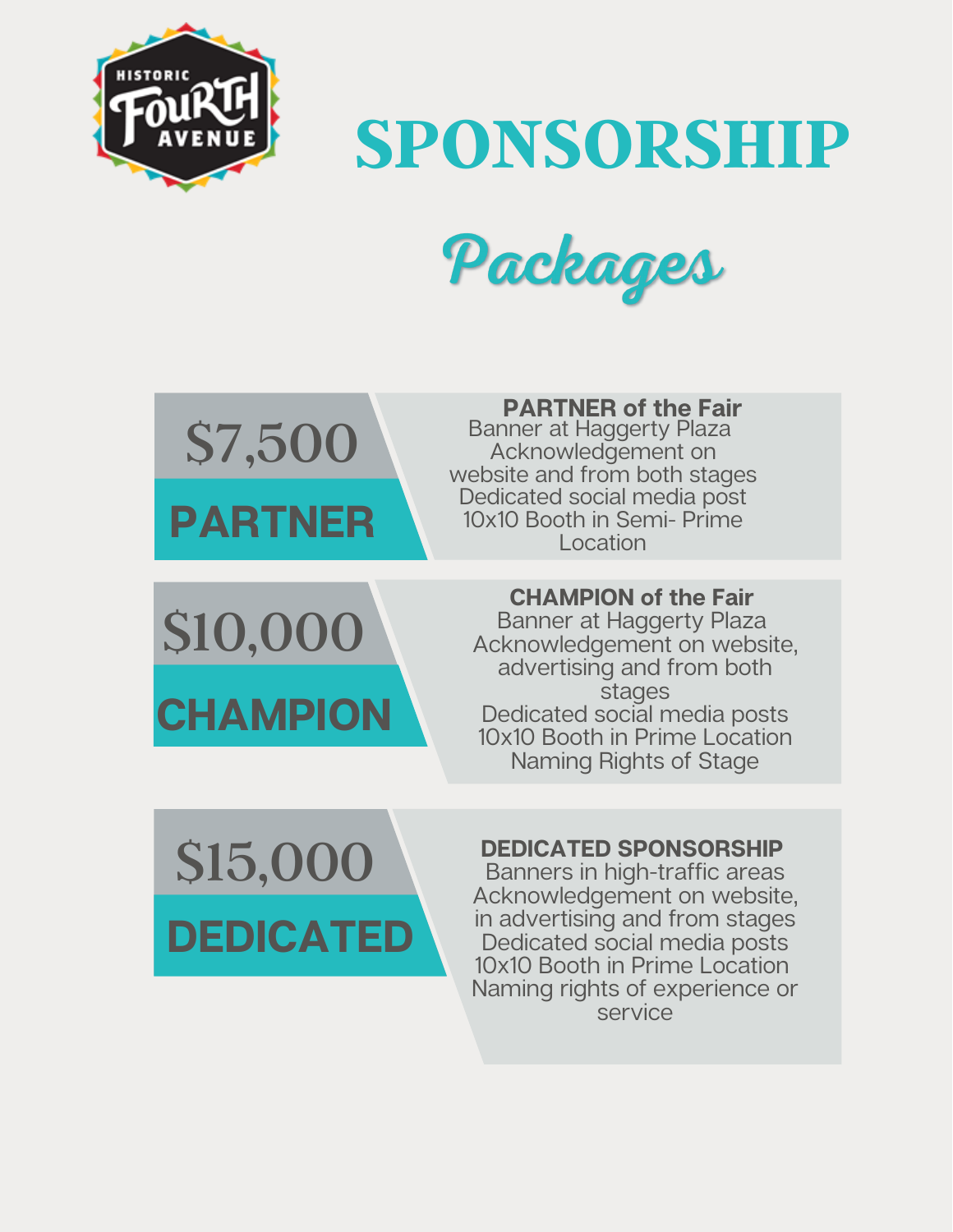HISTORIC FOURTH AVENUE

# SPONSORSHIP

## *Packages*

### $7,500 PARTNER

**PARTNER of the Fair**

- Banner at Haggerty Plaza
- Acknowledgement on website and from both stages
- Dedicated social media post
- 10x10 Booth in Semi- Prime Location

### $10,000 CHAMPION

**CHAMPION of the Fair**

- Banner at Haggerty Plaza
- Acknowledgement on website, advertising and from both stages
- Dedicated social media posts
- 10x10 Booth in Prime Location
- Naming Rights of Stage

### $15,000 DEDICATED

**DEDICATED SPONSORSHIP**

- Banners in high-traffic areas
- Acknowledgement on website, in advertising and from stages
- Dedicated social media posts
- 10x10 Booth in Prime Location
- Naming rights of experience or service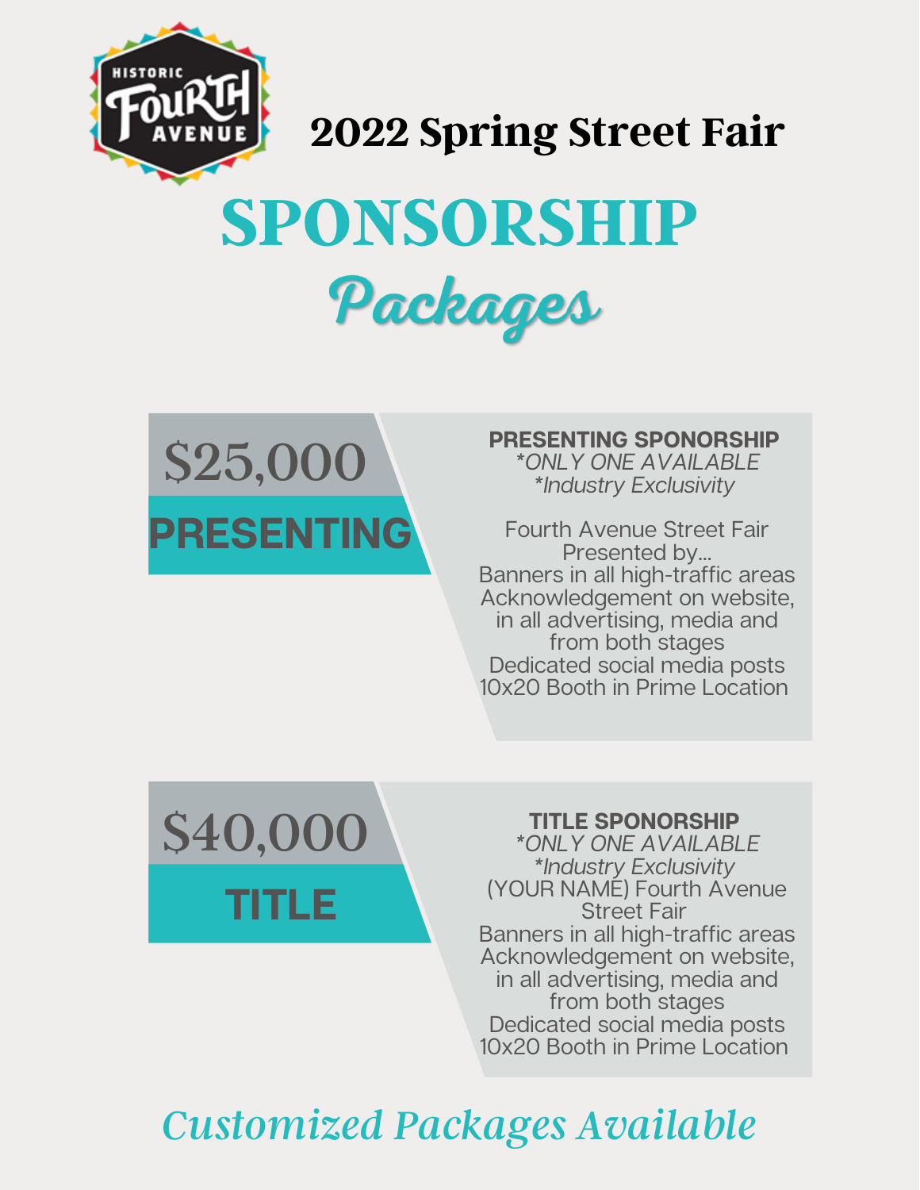HISTORIC FOURTH AVENUE

# 2022 Spring Street Fair

# SPONSORSHIP

## *Packages*

**$25,000**

**PRESENTING**

**PRESENTING SPONSORSHIP**
*\*ONLY ONE AVAILABLE*
*\*Industry Exclusivity*

Fourth Avenue Street Fair Presented by...
Banners in all high-traffic areas
Acknowledgement on website, in all advertising, media and from both stages
Dedicated social media posts
10x20 Booth in Prime Location

**$40,000**

**TITLE**

**TITLE SPONSORSHIP**
*\*ONLY ONE AVAILABLE*
*\*Industry Exclusivity*
(YOUR NAME) Fourth Avenue Street Fair
Banners in all high-traffic areas
Acknowledgement on website, in all advertising, media and from both stages
Dedicated social media posts
10x20 Booth in Prime Location

*Customized Packages Available*